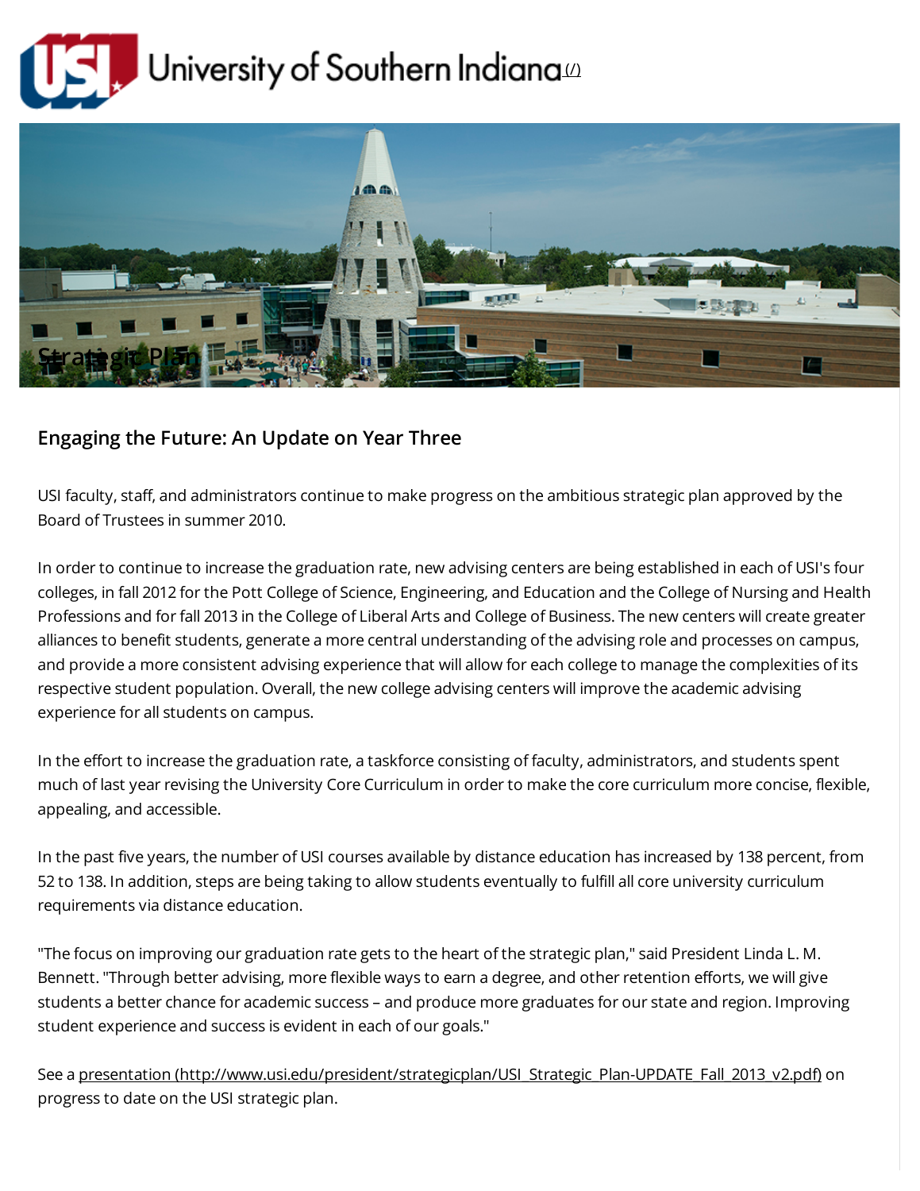University of Southern Indiana [(/)](/)

# Strategic Plan

## Engaging the Future: An Update on Year Three

USI faculty, staff, and administrators continue to make progress on the ambitious strategic plan approved by the Board of Trustees in summer 2010.

In order to continue to increase the graduation rate, new advising centers are being established in each of USI's four colleges, in fall 2012 for the Pott College of Science, Engineering, and Education and the College of Nursing and Health Professions and for fall 2013 in the College of Liberal Arts and College of Business. The new centers will create greater alliances to benefit students, generate a more central understanding of the advising role and processes on campus, and provide a more consistent advising experience that will allow for each college to manage the complexities of its respective student population. Overall, the new college advising centers will improve the academic advising experience for all students on campus.

In the effort to increase the graduation rate, a taskforce consisting of faculty, administrators, and students spent much of last year revising the University Core Curriculum in order to make the core curriculum more concise, flexible, appealing, and accessible.

In the past five years, the number of USI courses available by distance education has increased by 138 percent, from 52 to 138. In addition, steps are being taking to allow students eventually to fulfill all core university curriculum requirements via distance education.

"The focus on improving our graduation rate gets to the heart of the strategic plan," said President Linda L. M. Bennett. "Through better advising, more flexible ways to earn a degree, and other retention efforts, we will give students a better chance for academic success – and produce more graduates for our state and region. Improving student experience and success is evident in each of our goals."

See a [presentation (http://www.usi.edu/president/strategicplan/USI_Strategic_Plan-UPDATE_Fall_2013_v2.pdf)](http://www.usi.edu/president/strategicplan/USI_Strategic_Plan-UPDATE_Fall_2013_v2.pdf) on progress to date on the USI strategic plan.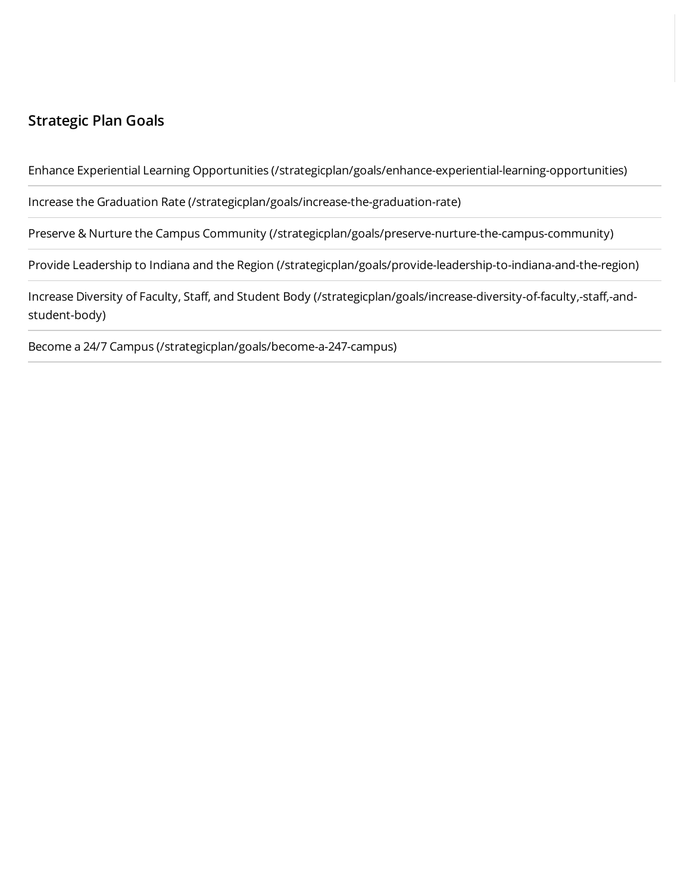## Strategic Plan Goals

Enhance Experiential Learning Opportunities (/strategicplan/goals/enhance-experiential-learning-opportunities)

Increase the Graduation Rate (/strategicplan/goals/increase-the-graduation-rate)

Preserve & Nurture the Campus Community (/strategicplan/goals/preserve-nurture-the-campus-community)

Provide Leadership to Indiana and the Region (/strategicplan/goals/provide-leadership-to-indiana-and-the-region)

Increase Diversity of Faculty, Staff, and Student Body (/strategicplan/goals/increase-diversity-of-faculty,-staff,-and-student-body)

Become a 24/7 Campus (/strategicplan/goals/become-a-247-campus)